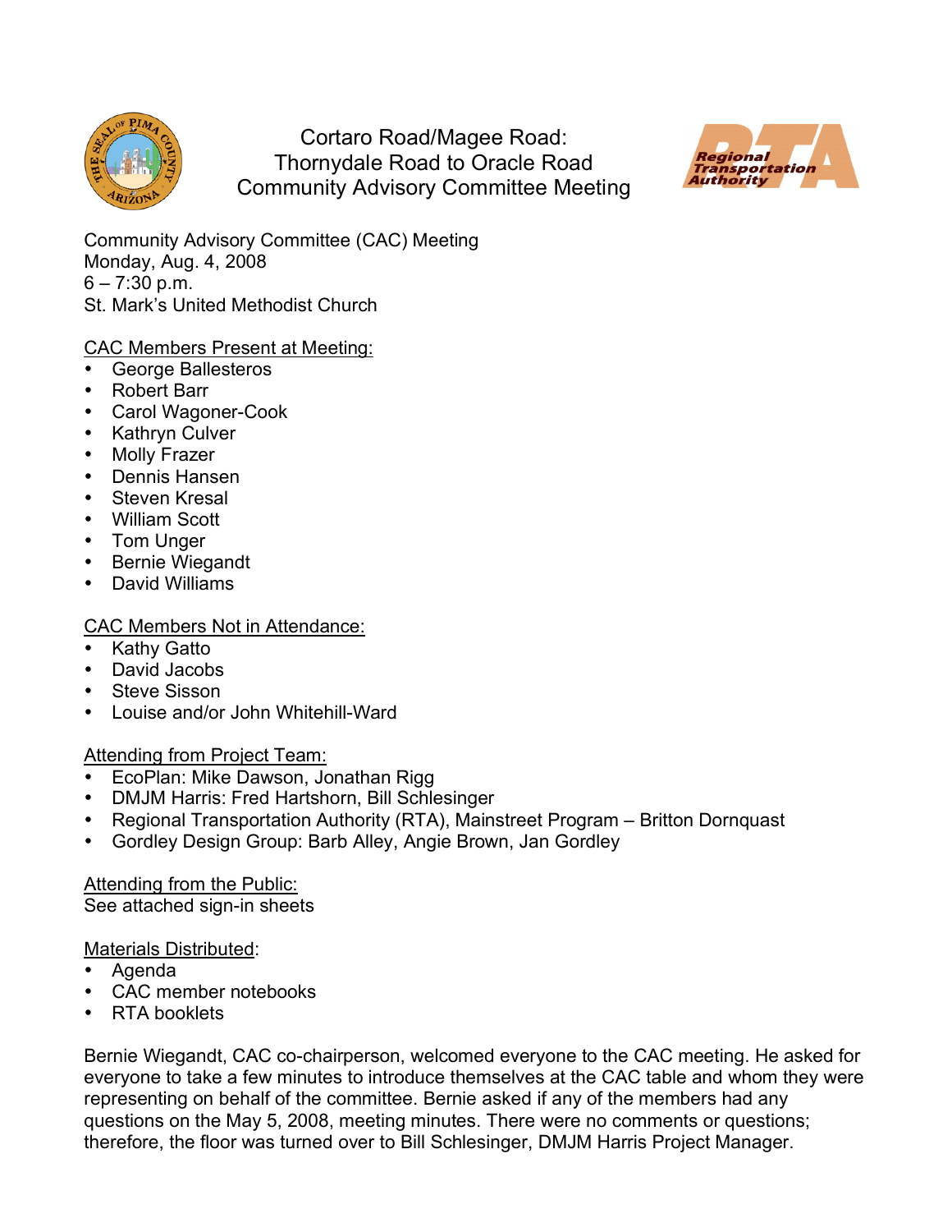# Cortaro Road/Magee Road: Thornydale Road to Oracle Road Community Advisory Committee Meeting

Community Advisory Committee (CAC) Meeting
Monday, Aug. 4, 2008
6 – 7:30 p.m.
St. Mark's United Methodist Church

CAC Members Present at Meeting:

- George Ballesteros
- Robert Barr
- Carol Wagoner-Cook
- Kathryn Culver
- Molly Frazer
- Dennis Hansen
- Steven Kresal
- William Scott
- Tom Unger
- Bernie Wiegandt
- David Williams

CAC Members Not in Attendance:

- Kathy Gatto
- David Jacobs
- Steve Sisson
- Louise and/or John Whitehill-Ward

Attending from Project Team:

- EcoPlan: Mike Dawson, Jonathan Rigg
- DMJM Harris: Fred Hartshorn, Bill Schlesinger
- Regional Transportation Authority (RTA), Mainstreet Program – Britton Dornquast
- Gordley Design Group: Barb Alley, Angie Brown, Jan Gordley

Attending from the Public:
See attached sign-in sheets

Materials Distributed:

- Agenda
- CAC member notebooks
- RTA booklets

Bernie Wiegandt, CAC co-chairperson, welcomed everyone to the CAC meeting. He asked for everyone to take a few minutes to introduce themselves at the CAC table and whom they were representing on behalf of the committee. Bernie asked if any of the members had any questions on the May 5, 2008, meeting minutes. There were no comments or questions; therefore, the floor was turned over to Bill Schlesinger, DMJM Harris Project Manager.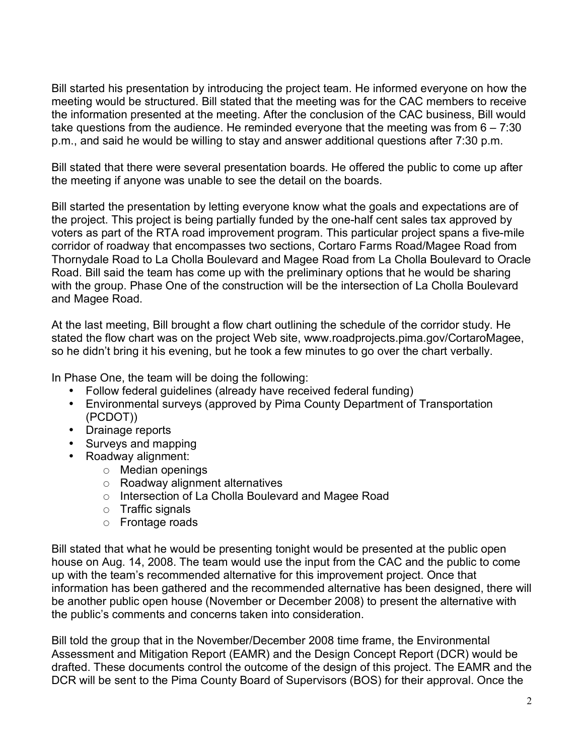Bill started his presentation by introducing the project team. He informed everyone on how the meeting would be structured. Bill stated that the meeting was for the CAC members to receive the information presented at the meeting. After the conclusion of the CAC business, Bill would take questions from the audience. He reminded everyone that the meeting was from 6 – 7:30 p.m., and said he would be willing to stay and answer additional questions after 7:30 p.m.

Bill stated that there were several presentation boards. He offered the public to come up after the meeting if anyone was unable to see the detail on the boards.

Bill started the presentation by letting everyone know what the goals and expectations are of the project. This project is being partially funded by the one-half cent sales tax approved by voters as part of the RTA road improvement program. This particular project spans a five-mile corridor of roadway that encompasses two sections, Cortaro Farms Road/Magee Road from Thornydale Road to La Cholla Boulevard and Magee Road from La Cholla Boulevard to Oracle Road. Bill said the team has come up with the preliminary options that he would be sharing with the group. Phase One of the construction will be the intersection of La Cholla Boulevard and Magee Road.

At the last meeting, Bill brought a flow chart outlining the schedule of the corridor study. He stated the flow chart was on the project Web site, www.roadprojects.pima.gov/CortaroMagee, so he didn't bring it his evening, but he took a few minutes to go over the chart verbally.

In Phase One, the team will be doing the following:

- Follow federal guidelines (already have received federal funding)
- Environmental surveys (approved by Pima County Department of Transportation (PCDOT))
- Drainage reports
- Surveys and mapping
- Roadway alignment:
  - Median openings
  - Roadway alignment alternatives
  - Intersection of La Cholla Boulevard and Magee Road
  - Traffic signals
  - Frontage roads

Bill stated that what he would be presenting tonight would be presented at the public open house on Aug. 14, 2008. The team would use the input from the CAC and the public to come up with the team's recommended alternative for this improvement project. Once that information has been gathered and the recommended alternative has been designed, there will be another public open house (November or December 2008) to present the alternative with the public's comments and concerns taken into consideration.

Bill told the group that in the November/December 2008 time frame, the Environmental Assessment and Mitigation Report (EAMR) and the Design Concept Report (DCR) would be drafted. These documents control the outcome of the design of this project. The EAMR and the DCR will be sent to the Pima County Board of Supervisors (BOS) for their approval. Once the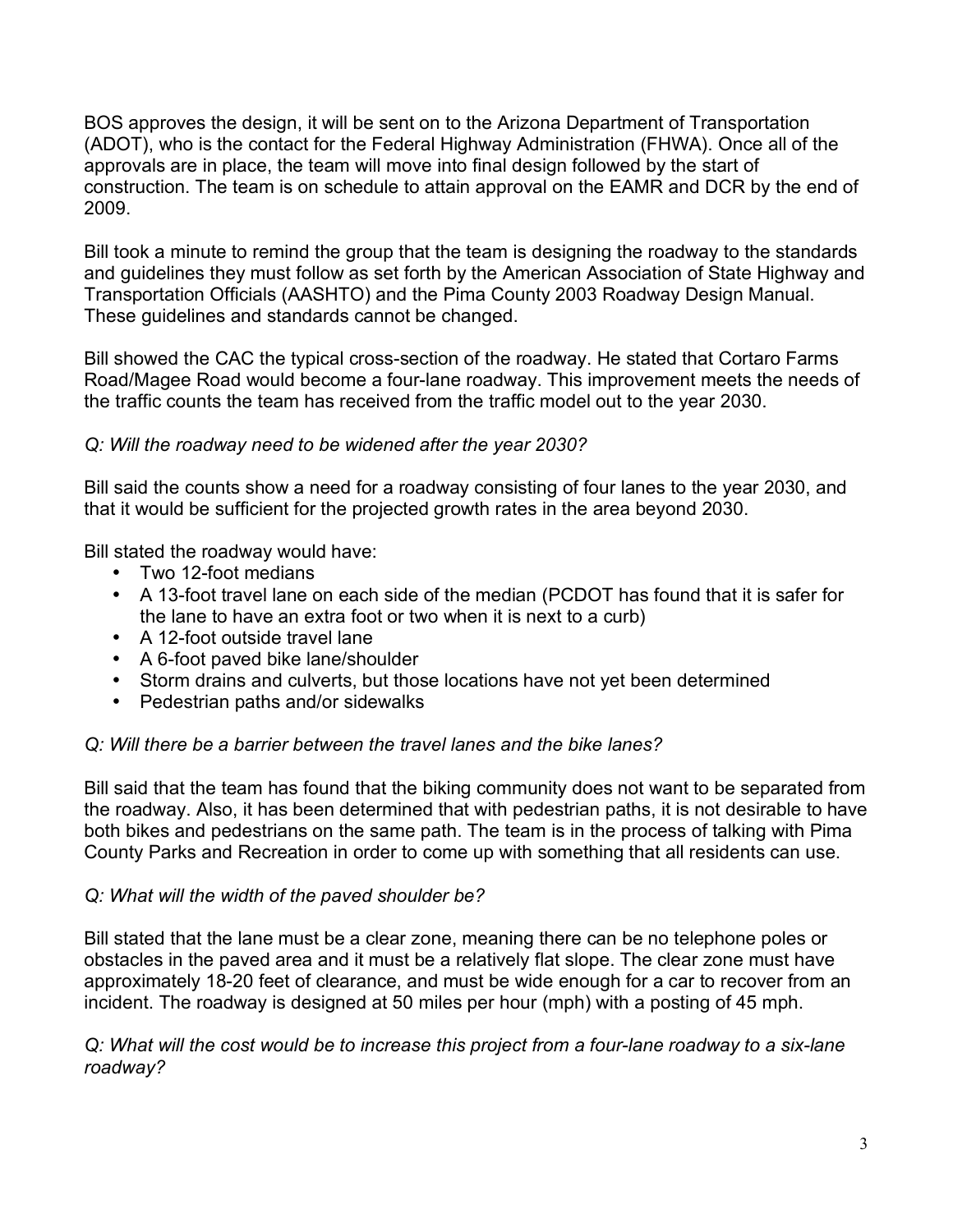BOS approves the design, it will be sent on to the Arizona Department of Transportation (ADOT), who is the contact for the Federal Highway Administration (FHWA). Once all of the approvals are in place, the team will move into final design followed by the start of construction. The team is on schedule to attain approval on the EAMR and DCR by the end of 2009.

Bill took a minute to remind the group that the team is designing the roadway to the standards and guidelines they must follow as set forth by the American Association of State Highway and Transportation Officials (AASHTO) and the Pima County 2003 Roadway Design Manual. These guidelines and standards cannot be changed.

Bill showed the CAC the typical cross-section of the roadway. He stated that Cortaro Farms Road/Magee Road would become a four-lane roadway. This improvement meets the needs of the traffic counts the team has received from the traffic model out to the year 2030.

*Q: Will the roadway need to be widened after the year 2030?*

Bill said the counts show a need for a roadway consisting of four lanes to the year 2030, and that it would be sufficient for the projected growth rates in the area beyond 2030.

Bill stated the roadway would have:

- Two 12-foot medians
- A 13-foot travel lane on each side of the median (PCDOT has found that it is safer for the lane to have an extra foot or two when it is next to a curb)
- A 12-foot outside travel lane
- A 6-foot paved bike lane/shoulder
- Storm drains and culverts, but those locations have not yet been determined
- Pedestrian paths and/or sidewalks

*Q: Will there be a barrier between the travel lanes and the bike lanes?*

Bill said that the team has found that the biking community does not want to be separated from the roadway. Also, it has been determined that with pedestrian paths, it is not desirable to have both bikes and pedestrians on the same path. The team is in the process of talking with Pima County Parks and Recreation in order to come up with something that all residents can use.

*Q: What will the width of the paved shoulder be?*

Bill stated that the lane must be a clear zone, meaning there can be no telephone poles or obstacles in the paved area and it must be a relatively flat slope. The clear zone must have approximately 18-20 feet of clearance, and must be wide enough for a car to recover from an incident. The roadway is designed at 50 miles per hour (mph) with a posting of 45 mph.

*Q: What will the cost would be to increase this project from a four-lane roadway to a six-lane roadway?*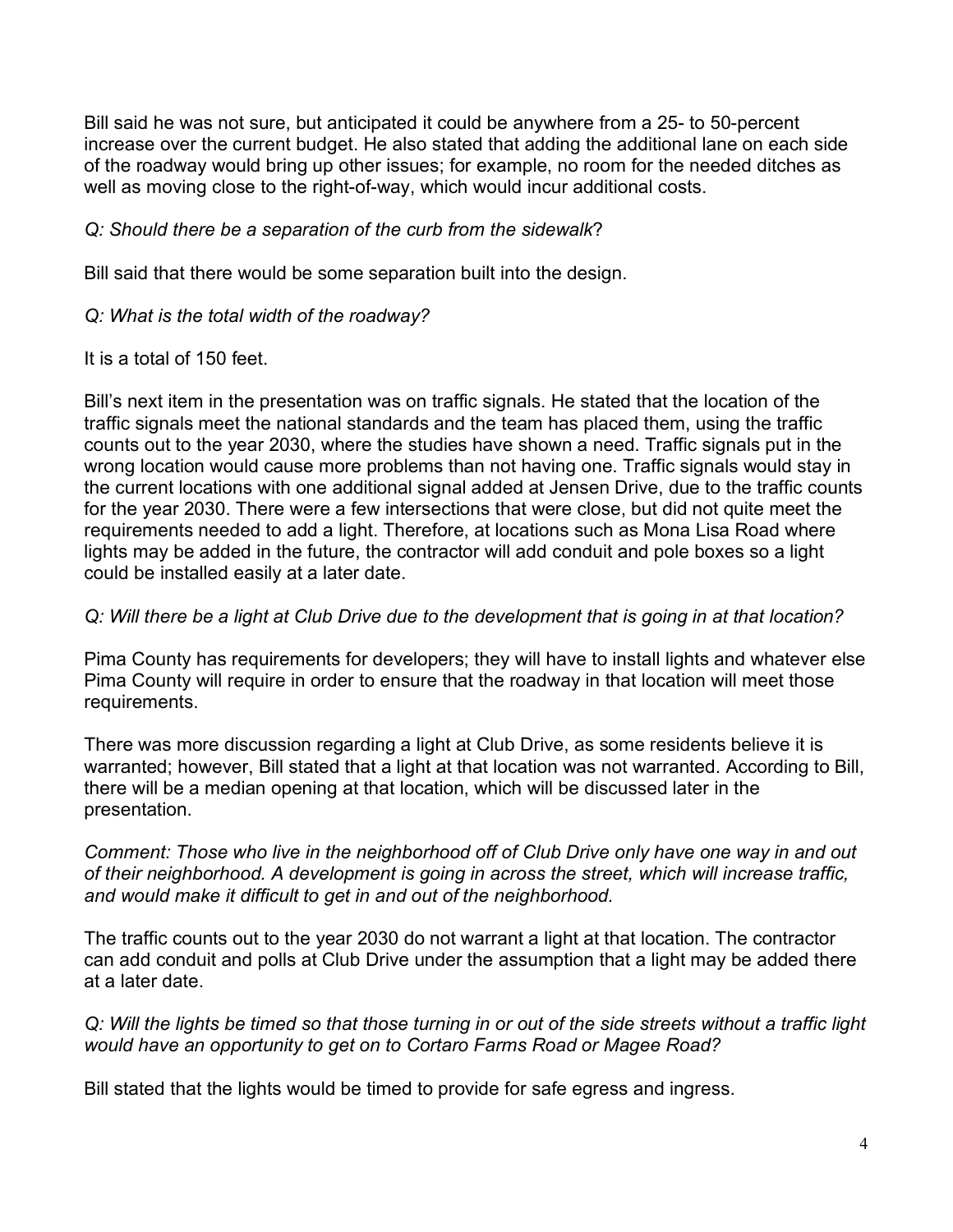Bill said he was not sure, but anticipated it could be anywhere from a 25- to 50-percent increase over the current budget. He also stated that adding the additional lane on each side of the roadway would bring up other issues; for example, no room for the needed ditches as well as moving close to the right-of-way, which would incur additional costs.

*Q: Should there be a separation of the curb from the sidewalk*?

Bill said that there would be some separation built into the design.

*Q: What is the total width of the roadway?*

It is a total of 150 feet.

Bill's next item in the presentation was on traffic signals. He stated that the location of the traffic signals meet the national standards and the team has placed them, using the traffic counts out to the year 2030, where the studies have shown a need. Traffic signals put in the wrong location would cause more problems than not having one. Traffic signals would stay in the current locations with one additional signal added at Jensen Drive, due to the traffic counts for the year 2030. There were a few intersections that were close, but did not quite meet the requirements needed to add a light. Therefore, at locations such as Mona Lisa Road where lights may be added in the future, the contractor will add conduit and pole boxes so a light could be installed easily at a later date.

*Q: Will there be a light at Club Drive due to the development that is going in at that location?*

Pima County has requirements for developers; they will have to install lights and whatever else Pima County will require in order to ensure that the roadway in that location will meet those requirements.

There was more discussion regarding a light at Club Drive, as some residents believe it is warranted; however, Bill stated that a light at that location was not warranted. According to Bill, there will be a median opening at that location, which will be discussed later in the presentation.

*Comment: Those who live in the neighborhood off of Club Drive only have one way in and out of their neighborhood. A development is going in across the street, which will increase traffic, and would make it difficult to get in and out of the neighborhood.*

The traffic counts out to the year 2030 do not warrant a light at that location. The contractor can add conduit and polls at Club Drive under the assumption that a light may be added there at a later date.

*Q: Will the lights be timed so that those turning in or out of the side streets without a traffic light would have an opportunity to get on to Cortaro Farms Road or Magee Road?*

Bill stated that the lights would be timed to provide for safe egress and ingress.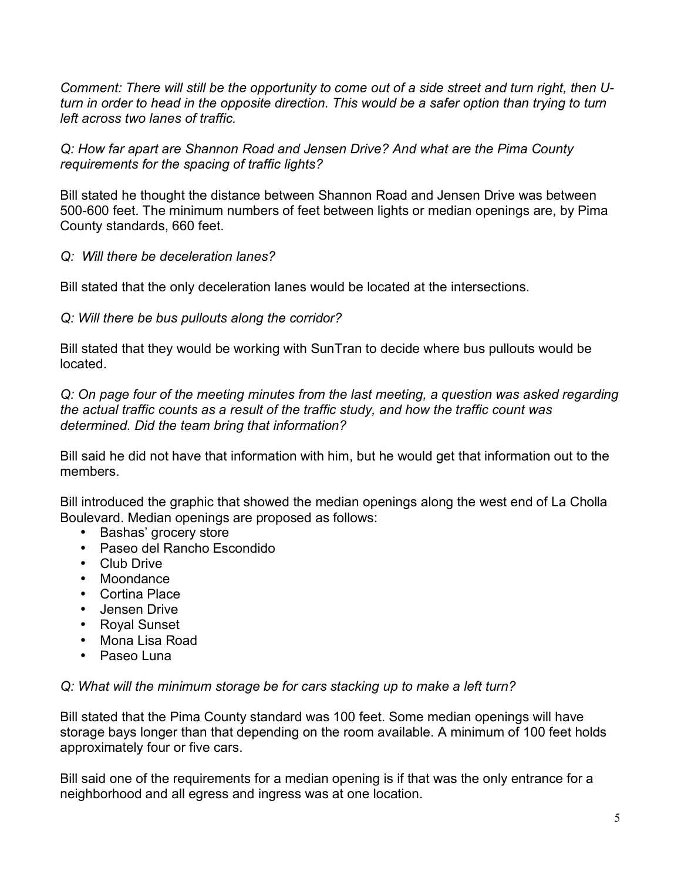*Comment: There will still be the opportunity to come out of a side street and turn right, then U-turn in order to head in the opposite direction. This would be a safer option than trying to turn left across two lanes of traffic.*

*Q: How far apart are Shannon Road and Jensen Drive? And what are the Pima County requirements for the spacing of traffic lights?*

Bill stated he thought the distance between Shannon Road and Jensen Drive was between 500-600 feet. The minimum numbers of feet between lights or median openings are, by Pima County standards, 660 feet.

*Q: Will there be deceleration lanes?*

Bill stated that the only deceleration lanes would be located at the intersections.

*Q: Will there be bus pullouts along the corridor?*

Bill stated that they would be working with SunTran to decide where bus pullouts would be located.

*Q: On page four of the meeting minutes from the last meeting, a question was asked regarding the actual traffic counts as a result of the traffic study, and how the traffic count was determined. Did the team bring that information?*

Bill said he did not have that information with him, but he would get that information out to the members.

Bill introduced the graphic that showed the median openings along the west end of La Cholla Boulevard. Median openings are proposed as follows:

- Bashas' grocery store
- Paseo del Rancho Escondido
- Club Drive
- Moondance
- Cortina Place
- Jensen Drive
- Royal Sunset
- Mona Lisa Road
- Paseo Luna

*Q: What will the minimum storage be for cars stacking up to make a left turn?*

Bill stated that the Pima County standard was 100 feet. Some median openings will have storage bays longer than that depending on the room available. A minimum of 100 feet holds approximately four or five cars.

Bill said one of the requirements for a median opening is if that was the only entrance for a neighborhood and all egress and ingress was at one location.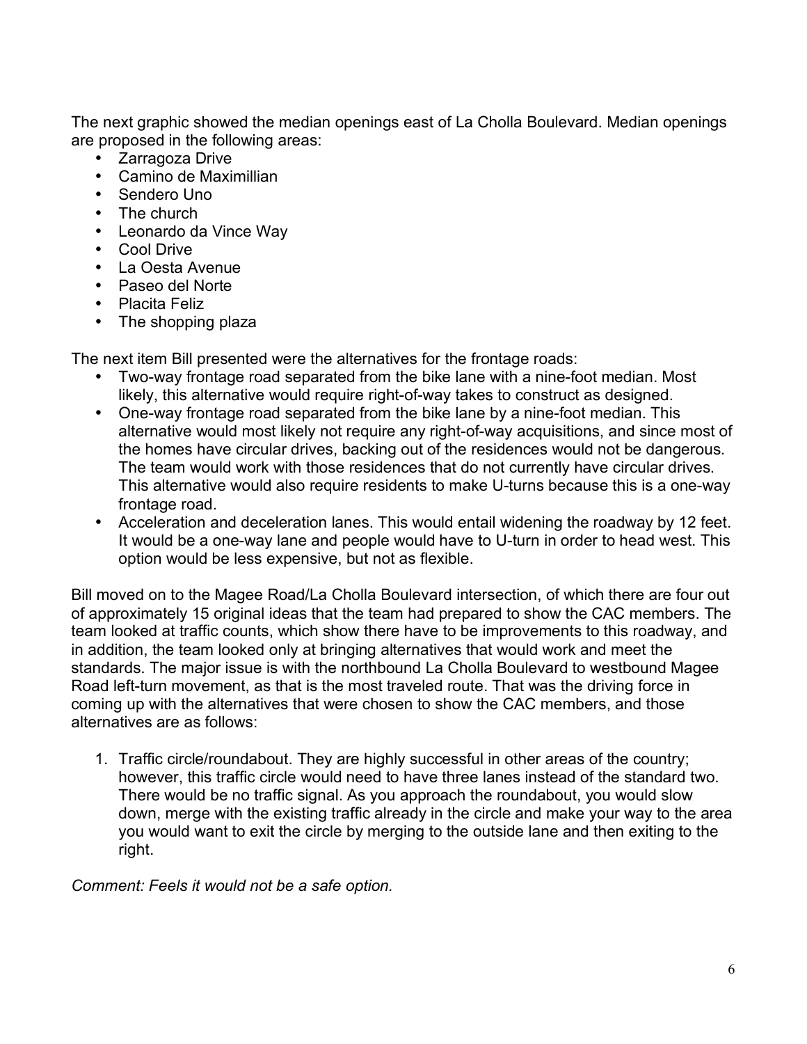The next graphic showed the median openings east of La Cholla Boulevard. Median openings are proposed in the following areas:

- Zarragoza Drive
- Camino de Maximillian
- Sendero Uno
- The church
- Leonardo da Vince Way
- Cool Drive
- La Oesta Avenue
- Paseo del Norte
- Placita Feliz
- The shopping plaza

The next item Bill presented were the alternatives for the frontage roads:

- Two-way frontage road separated from the bike lane with a nine-foot median. Most likely, this alternative would require right-of-way takes to construct as designed.
- One-way frontage road separated from the bike lane by a nine-foot median. This alternative would most likely not require any right-of-way acquisitions, and since most of the homes have circular drives, backing out of the residences would not be dangerous. The team would work with those residences that do not currently have circular drives. This alternative would also require residents to make U-turns because this is a one-way frontage road.
- Acceleration and deceleration lanes. This would entail widening the roadway by 12 feet. It would be a one-way lane and people would have to U-turn in order to head west. This option would be less expensive, but not as flexible.

Bill moved on to the Magee Road/La Cholla Boulevard intersection, of which there are four out of approximately 15 original ideas that the team had prepared to show the CAC members. The team looked at traffic counts, which show there have to be improvements to this roadway, and in addition, the team looked only at bringing alternatives that would work and meet the standards. The major issue is with the northbound La Cholla Boulevard to westbound Magee Road left-turn movement, as that is the most traveled route. That was the driving force in coming up with the alternatives that were chosen to show the CAC members, and those alternatives are as follows:

1. Traffic circle/roundabout. They are highly successful in other areas of the country; however, this traffic circle would need to have three lanes instead of the standard two. There would be no traffic signal. As you approach the roundabout, you would slow down, merge with the existing traffic already in the circle and make your way to the area you would want to exit the circle by merging to the outside lane and then exiting to the right.

*Comment: Feels it would not be a safe option.*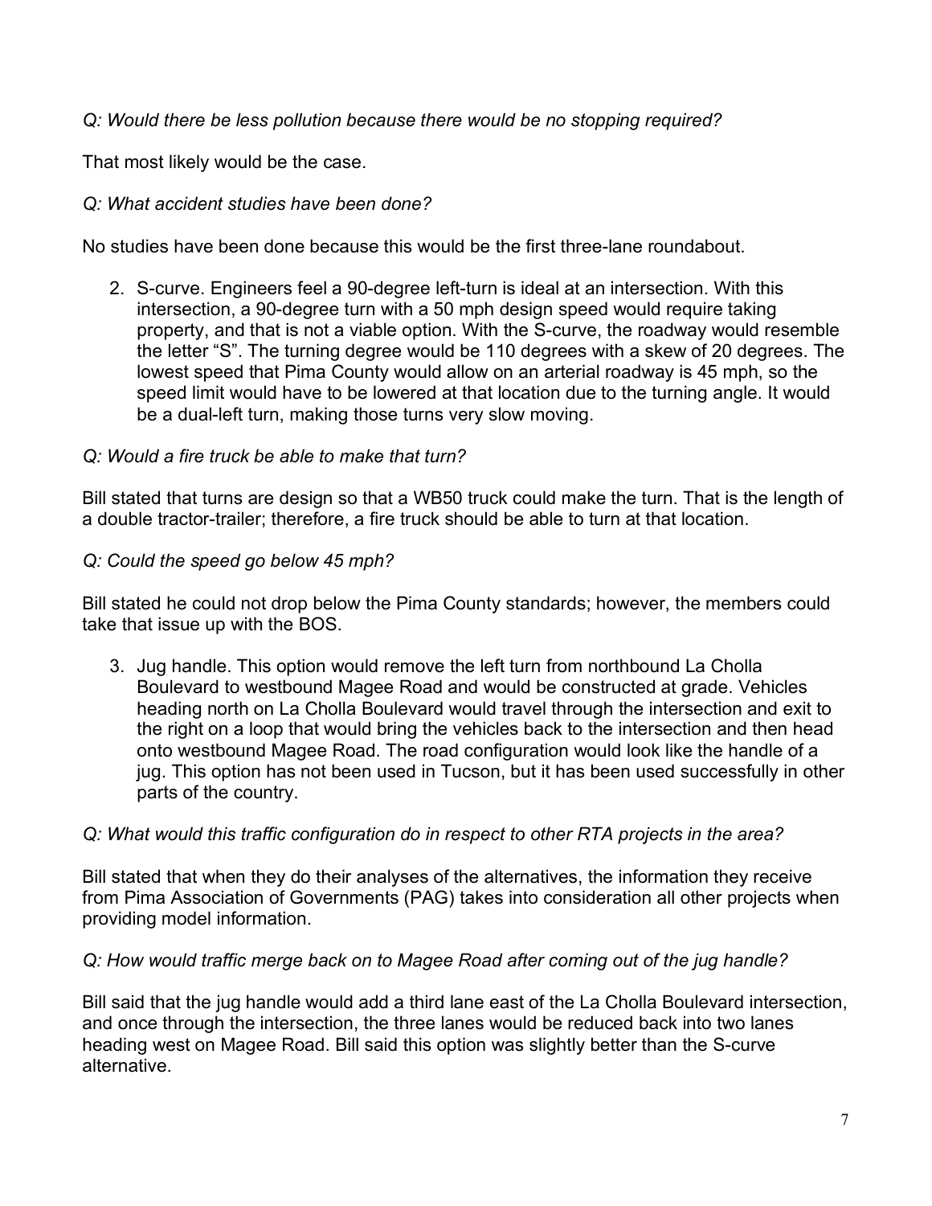*Q: Would there be less pollution because there would be no stopping required?*

That most likely would be the case.

*Q: What accident studies have been done?*

No studies have been done because this would be the first three-lane roundabout.

2. S-curve. Engineers feel a 90-degree left-turn is ideal at an intersection. With this intersection, a 90-degree turn with a 50 mph design speed would require taking property, and that is not a viable option. With the S-curve, the roadway would resemble the letter "S". The turning degree would be 110 degrees with a skew of 20 degrees. The lowest speed that Pima County would allow on an arterial roadway is 45 mph, so the speed limit would have to be lowered at that location due to the turning angle. It would be a dual-left turn, making those turns very slow moving.

*Q: Would a fire truck be able to make that turn?*

Bill stated that turns are design so that a WB50 truck could make the turn. That is the length of a double tractor-trailer; therefore, a fire truck should be able to turn at that location.

*Q: Could the speed go below 45 mph?*

Bill stated he could not drop below the Pima County standards; however, the members could take that issue up with the BOS.

3. Jug handle. This option would remove the left turn from northbound La Cholla Boulevard to westbound Magee Road and would be constructed at grade. Vehicles heading north on La Cholla Boulevard would travel through the intersection and exit to the right on a loop that would bring the vehicles back to the intersection and then head onto westbound Magee Road. The road configuration would look like the handle of a jug. This option has not been used in Tucson, but it has been used successfully in other parts of the country.

*Q: What would this traffic configuration do in respect to other RTA projects in the area?*

Bill stated that when they do their analyses of the alternatives, the information they receive from Pima Association of Governments (PAG) takes into consideration all other projects when providing model information.

*Q: How would traffic merge back on to Magee Road after coming out of the jug handle?*

Bill said that the jug handle would add a third lane east of the La Cholla Boulevard intersection, and once through the intersection, the three lanes would be reduced back into two lanes heading west on Magee Road. Bill said this option was slightly better than the S-curve alternative.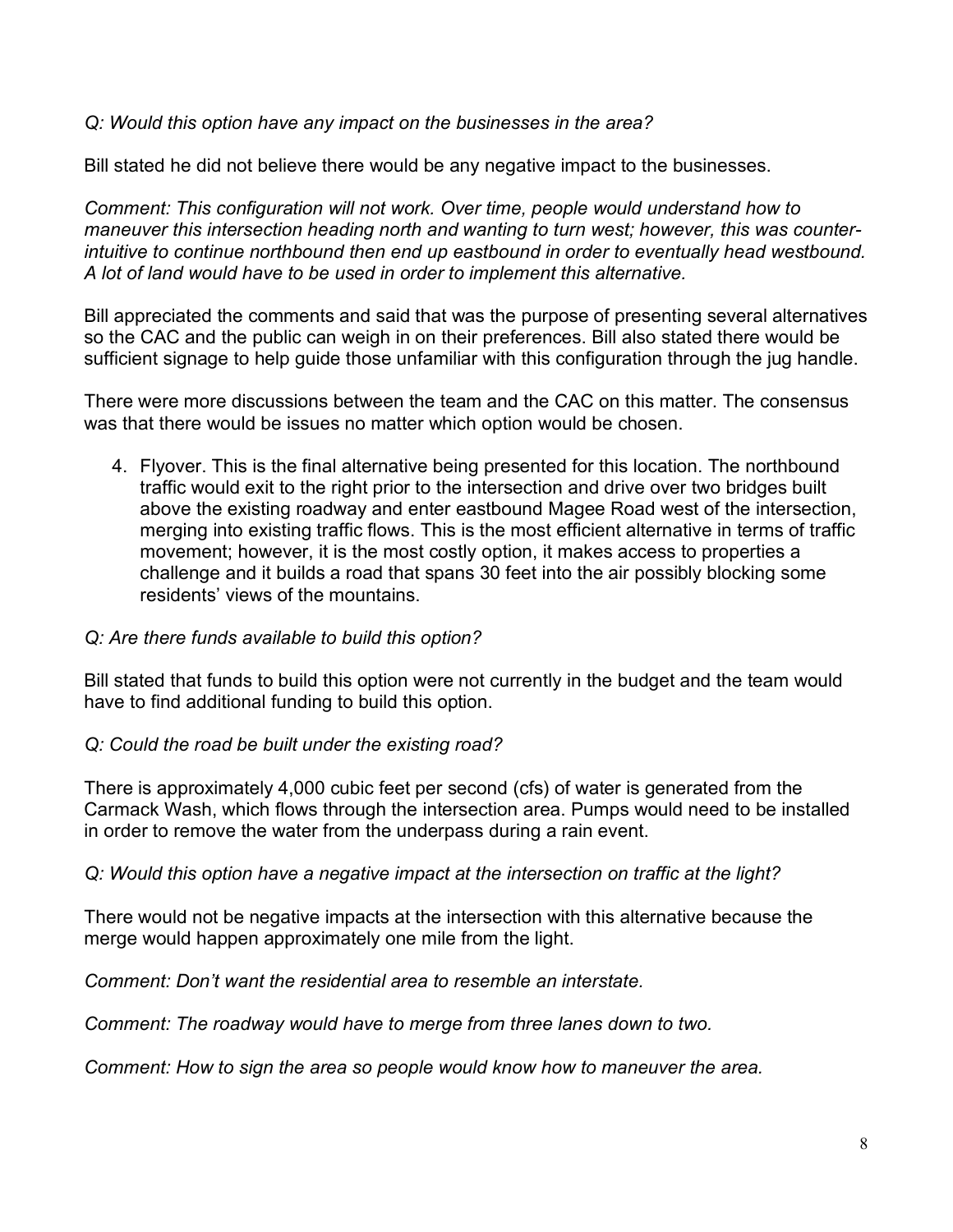*Q: Would this option have any impact on the businesses in the area?*

Bill stated he did not believe there would be any negative impact to the businesses.

*Comment: This configuration will not work. Over time, people would understand how to maneuver this intersection heading north and wanting to turn west; however, this was counter-intuitive to continue northbound then end up eastbound in order to eventually head westbound. A lot of land would have to be used in order to implement this alternative.*

Bill appreciated the comments and said that was the purpose of presenting several alternatives so the CAC and the public can weigh in on their preferences. Bill also stated there would be sufficient signage to help guide those unfamiliar with this configuration through the jug handle.

There were more discussions between the team and the CAC on this matter. The consensus was that there would be issues no matter which option would be chosen.

4. Flyover. This is the final alternative being presented for this location. The northbound traffic would exit to the right prior to the intersection and drive over two bridges built above the existing roadway and enter eastbound Magee Road west of the intersection, merging into existing traffic flows. This is the most efficient alternative in terms of traffic movement; however, it is the most costly option, it makes access to properties a challenge and it builds a road that spans 30 feet into the air possibly blocking some residents' views of the mountains.

*Q: Are there funds available to build this option?*

Bill stated that funds to build this option were not currently in the budget and the team would have to find additional funding to build this option.

*Q: Could the road be built under the existing road?*

There is approximately 4,000 cubic feet per second (cfs) of water is generated from the Carmack Wash, which flows through the intersection area. Pumps would need to be installed in order to remove the water from the underpass during a rain event.

*Q: Would this option have a negative impact at the intersection on traffic at the light?*

There would not be negative impacts at the intersection with this alternative because the merge would happen approximately one mile from the light.

*Comment: Don't want the residential area to resemble an interstate.*

*Comment: The roadway would have to merge from three lanes down to two.*

*Comment: How to sign the area so people would know how to maneuver the area.*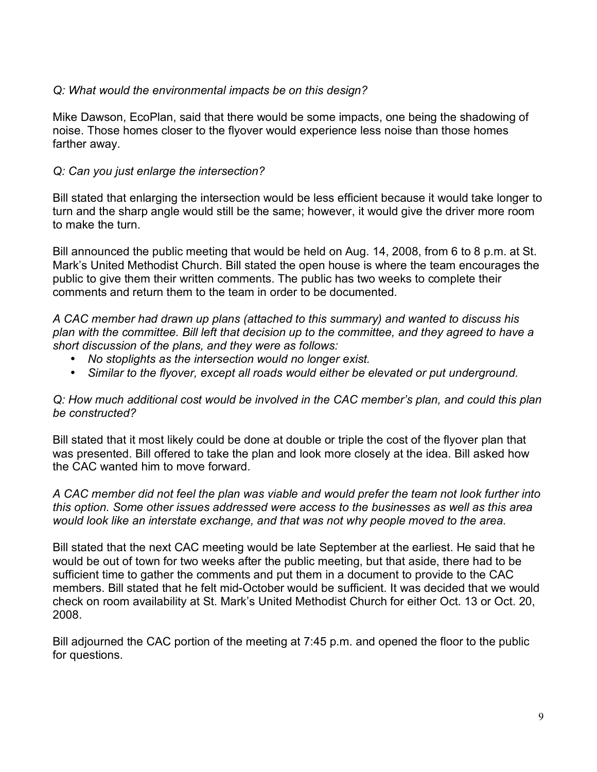*Q: What would the environmental impacts be on this design?*

Mike Dawson, EcoPlan, said that there would be some impacts, one being the shadowing of noise. Those homes closer to the flyover would experience less noise than those homes farther away.

*Q: Can you just enlarge the intersection?*

Bill stated that enlarging the intersection would be less efficient because it would take longer to turn and the sharp angle would still be the same; however, it would give the driver more room to make the turn.

Bill announced the public meeting that would be held on Aug. 14, 2008, from 6 to 8 p.m. at St. Mark's United Methodist Church. Bill stated the open house is where the team encourages the public to give them their written comments. The public has two weeks to complete their comments and return them to the team in order to be documented.

*A CAC member had drawn up plans (attached to this summary) and wanted to discuss his plan with the committee. Bill left that decision up to the committee, and they agreed to have a short discussion of the plans, and they were as follows:*

- *No stoplights as the intersection would no longer exist.*
- *Similar to the flyover, except all roads would either be elevated or put underground.*

*Q: How much additional cost would be involved in the CAC member's plan, and could this plan be constructed?*

Bill stated that it most likely could be done at double or triple the cost of the flyover plan that was presented. Bill offered to take the plan and look more closely at the idea. Bill asked how the CAC wanted him to move forward.

*A CAC member did not feel the plan was viable and would prefer the team not look further into this option. Some other issues addressed were access to the businesses as well as this area would look like an interstate exchange, and that was not why people moved to the area.*

Bill stated that the next CAC meeting would be late September at the earliest. He said that he would be out of town for two weeks after the public meeting, but that aside, there had to be sufficient time to gather the comments and put them in a document to provide to the CAC members. Bill stated that he felt mid-October would be sufficient. It was decided that we would check on room availability at St. Mark's United Methodist Church for either Oct. 13 or Oct. 20, 2008.

Bill adjourned the CAC portion of the meeting at 7:45 p.m. and opened the floor to the public for questions.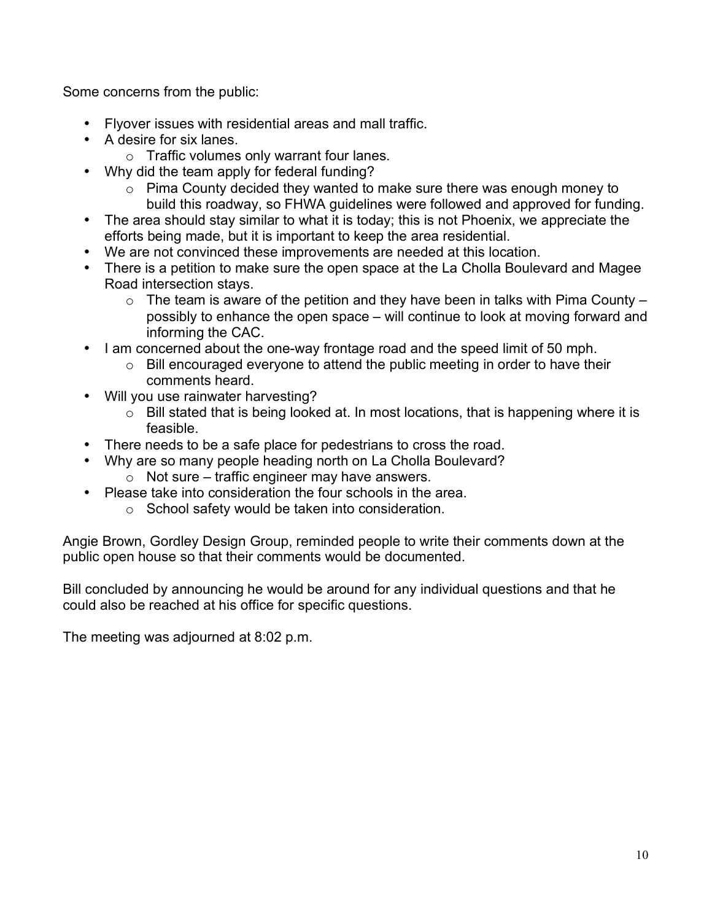Some concerns from the public:

- Flyover issues with residential areas and mall traffic.
- A desire for six lanes.
    - Traffic volumes only warrant four lanes.
- Why did the team apply for federal funding?
    - Pima County decided they wanted to make sure there was enough money to build this roadway, so FHWA guidelines were followed and approved for funding.
- The area should stay similar to what it is today; this is not Phoenix, we appreciate the efforts being made, but it is important to keep the area residential.
- We are not convinced these improvements are needed at this location.
- There is a petition to make sure the open space at the La Cholla Boulevard and Magee Road intersection stays.
    - The team is aware of the petition and they have been in talks with Pima County – possibly to enhance the open space – will continue to look at moving forward and informing the CAC.
- I am concerned about the one-way frontage road and the speed limit of 50 mph.
    - Bill encouraged everyone to attend the public meeting in order to have their comments heard.
- Will you use rainwater harvesting?
    - Bill stated that is being looked at. In most locations, that is happening where it is feasible.
- There needs to be a safe place for pedestrians to cross the road.
- Why are so many people heading north on La Cholla Boulevard?
    - Not sure – traffic engineer may have answers.
- Please take into consideration the four schools in the area.
    - School safety would be taken into consideration.

Angie Brown, Gordley Design Group, reminded people to write their comments down at the public open house so that their comments would be documented.

Bill concluded by announcing he would be around for any individual questions and that he could also be reached at his office for specific questions.

The meeting was adjourned at 8:02 p.m.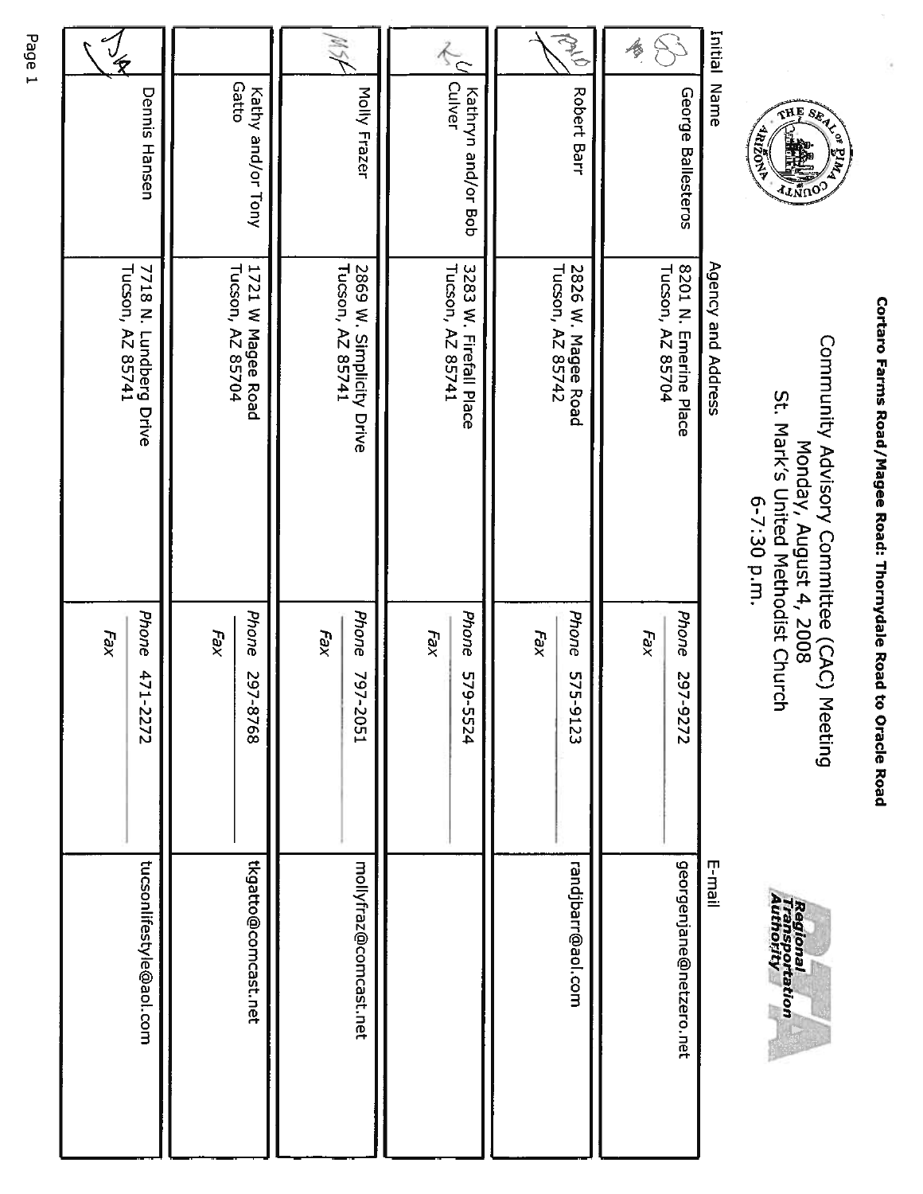**Cortaro Farms Road/Magee Road: Thornydale Road to Oracle Road**

Community Advisory Committee (CAC) Meeting
Monday, August 4, 2008
St. Mark's United Methodist Church
6-7:30 p.m.

| Initial | Name | Agency and Address | Phone/Fax | E-mail |
|---|---|---|---|---|
| GB | George Ballesteros | 8201 N. Emerine Place Tucson, AZ 85704 | Phone 297-9272 Fax | georgenjane@netzero.net |
| RB | Robert Barr | 2826 W. Magee Road Tucson, AZ 85742 | Phone 575-9123 Fax | randjbarr@aol.com |
| KC | Kathryn and/or Bob Culver | 3283 W. Firefall Place Tucson, AZ 85741 | Phone 579-5524 Fax | |
| MSF | Molly Frazer | 2869 W. Simplicity Drive Tucson, AZ 85741 | Phone 797-2051 Fax | mollyfraz@comcast.net |
| | Kathy and/or Tony Gatto | 1721 W Magee Road Tucson, AZ 85704 | Phone 297-8768 Fax | tkgatto@comcast.net |
| DH | Dennis Hansen | 7718 N. Lundberg Drive Tucson, AZ 85741 | Phone 471-2272 Fax | tucsonlifestyle@aol.com |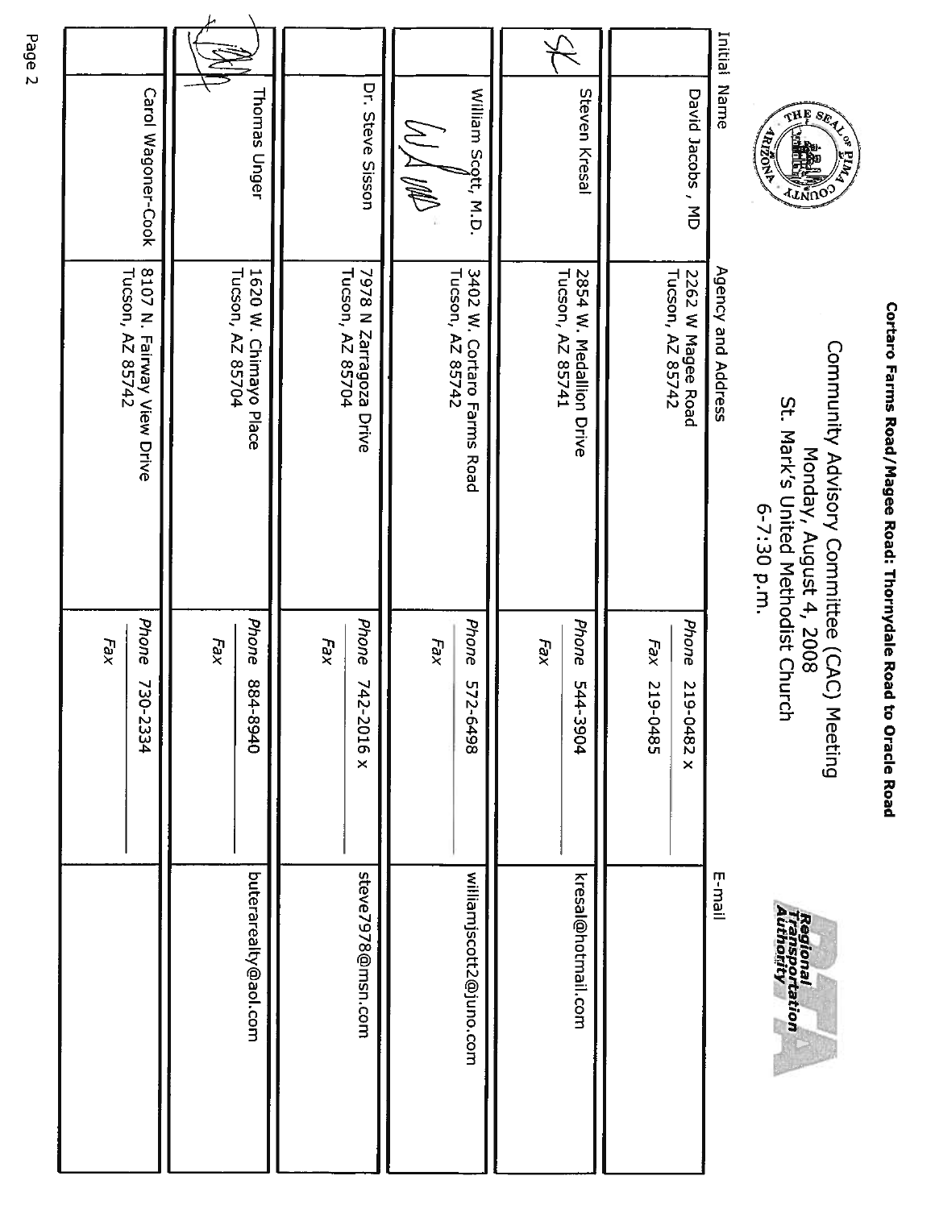**Cortaro Farms Road/Magee Road: Thornydale Road to Oracle Road**

Community Advisory Committee (CAC) Meeting
Monday, August 4, 2008
St. Mark's United Methodist Church
6-7:30 p.m.

Regional Transportation Authority

| Initial | Name | Agency and Address | | E-mail |
|---|---|---|---|---|
| | David Jacobs , MD | 2262 W Magee Road<br>Tucson, AZ 85742 | *Phone* 219-0482 x<br>*Fax* 219-0485 | |
| SK | Steven Kresal | 2854 W. Medallion Drive<br>Tucson, AZ 85741 | *Phone* 544-3904<br>*Fax* | kresal@hotmail.com |
| WS MD | William Scott, M.D. | 3402 W. Cortaro Farms Road<br>Tucson, AZ 85742 | *Phone* 572-6498<br>*Fax* | williamjscott2@juno.com |
| | Dr. Steve Sisson | 7978 N Zarragoza Drive<br>Tucson, AZ 85704 | *Phone* 742-2016 x<br>*Fax* | steve7978@msn.com |
| TU | Thomas Unger | 1620 W. Chimayo Place<br>Tucson, AZ 85704 | *Phone* 884-8940<br>*Fax* | buterarealty@aol.com |
| | Carol Wagoner-Cook | 8107 N. Fairway View Drive<br>Tucson, AZ 85742 | *Phone* 730-2334<br>*Fax* | |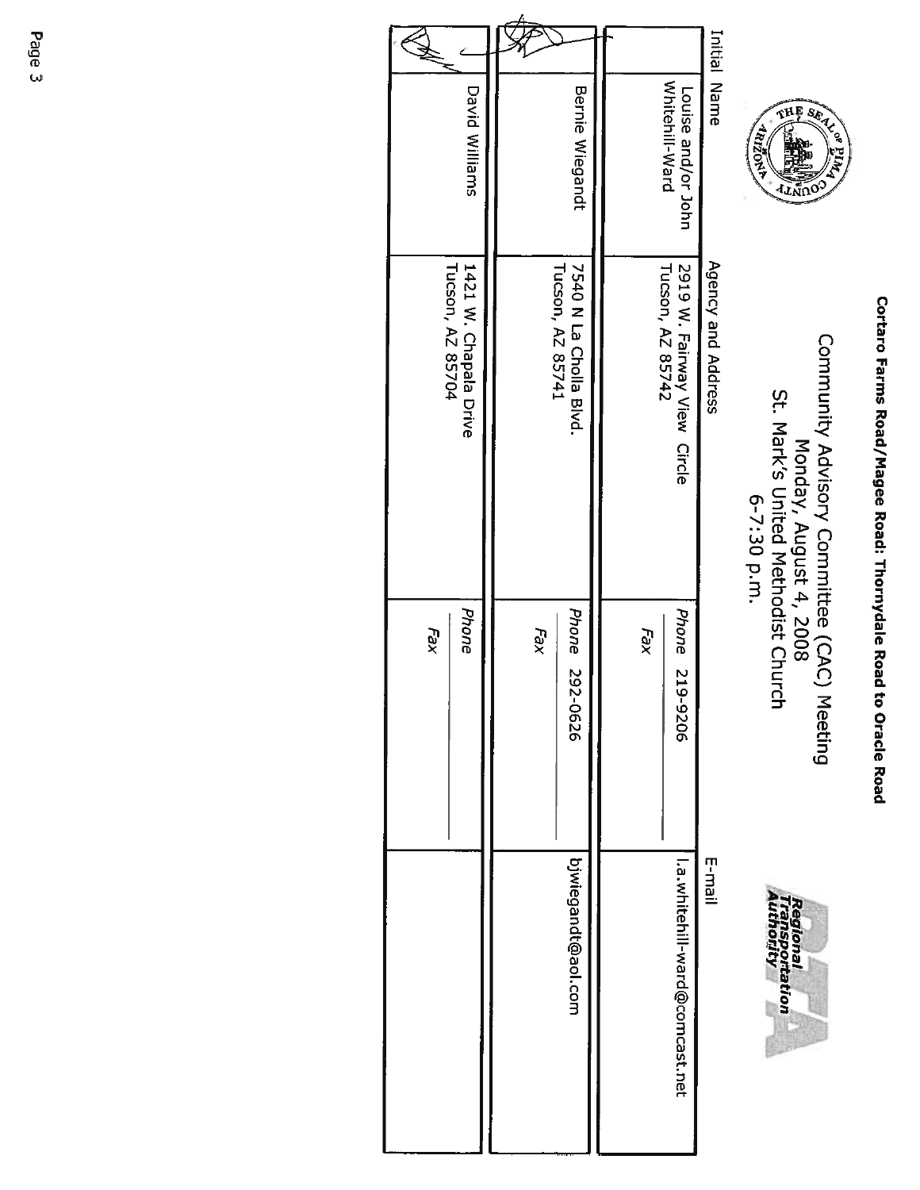**Cortaro Farms Road/Magee Road: Thornydale Road to Oracle Road**

Community Advisory Committee (CAC) Meeting
Monday, August 4, 2008
St. Mark's United Methodist Church
6-7:30 p.m.

| Initial | Name | Agency and Address | | E-mail |
|---|---|---|---|---|
| | Louise and/or John Whitehill-Ward | 2919 W. Fairway View Circle<br>Tucson, AZ 85742 | *Phone* 219-9206<br>*Fax* | l.a.whitehill-ward@comcast.net |
| (initialed) | Bernie Wiegandt | 7540 N La Cholla Blvd.<br>Tucson, AZ 85741 | *Phone* 292-0626<br>*Fax* | bjwiegandt@aol.com |
| (initialed) | David Williams | 1421 W. Chapala Drive<br>Tucson, AZ 85704 | *Phone*<br>*Fax* | |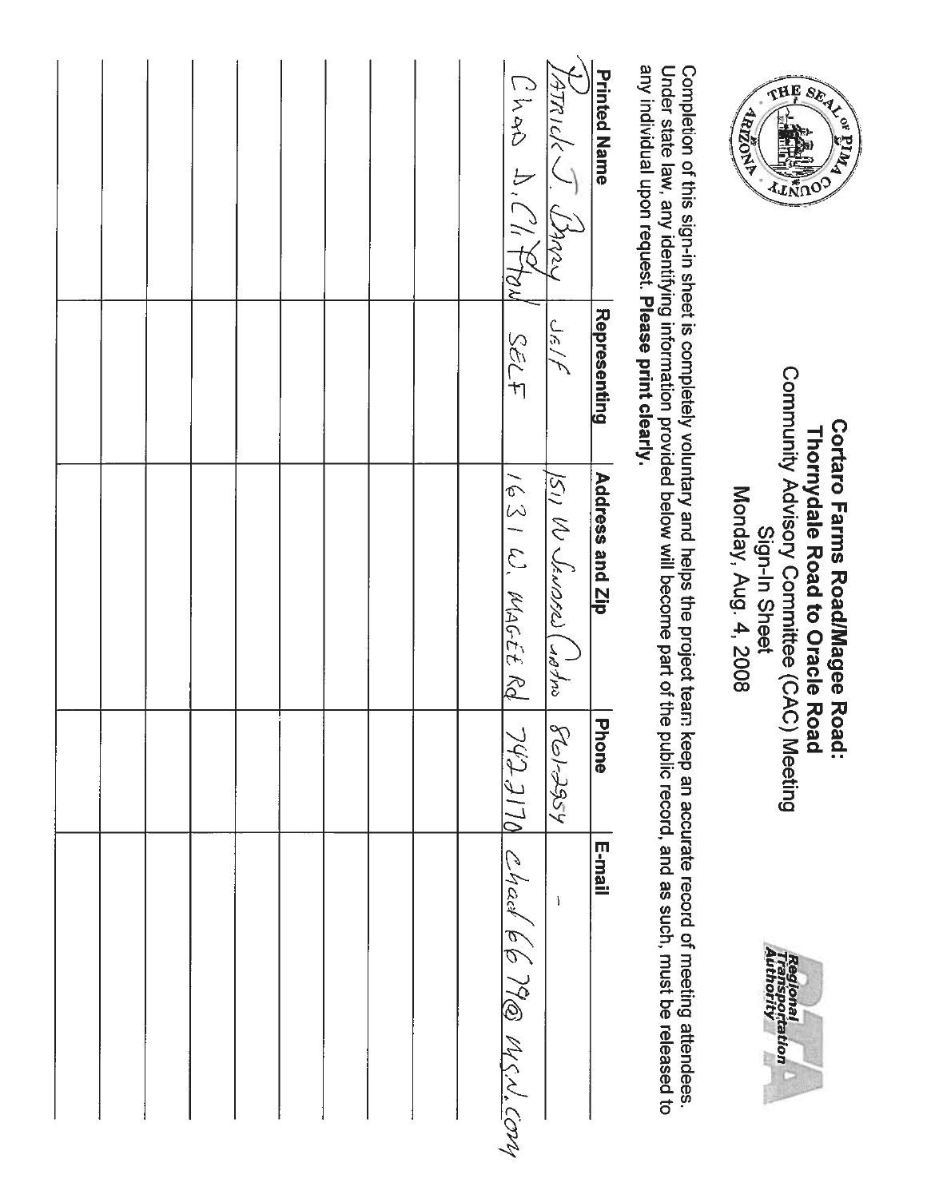# Cortaro Farms Road/Magee Road: Thornydale Road to Oracle Road

Community Advisory Committee (CAC) Meeting
Sign-In Sheet
Monday, Aug. 4, 2008

Completion of this sign-in sheet is completely voluntary and helps the project team keep an accurate record of meeting attendees. Under state law, any identifying information provided below will become part of the public record, and as such, must be released to any individual upon request. **Please print clearly.**

| Printed Name | Representing | Address and Zip | Phone | E-mail |
|---|---|---|---|---|
| PATRICK J. BARRY | Self | 1511 W Senorel Cortro | 801-2954 | – |
| Chad D. Clifton | SELF | 1631 W. MAGEE Rd | 742-2170 | chad6679@msn.com |
| | | | | |
| | | | | |
| | | | | |
| | | | | |
| | | | | |
| | | | | |
| | | | | |
| | | | | |
| | | | | |
| | | | | |
| | | | | |
| | | | | |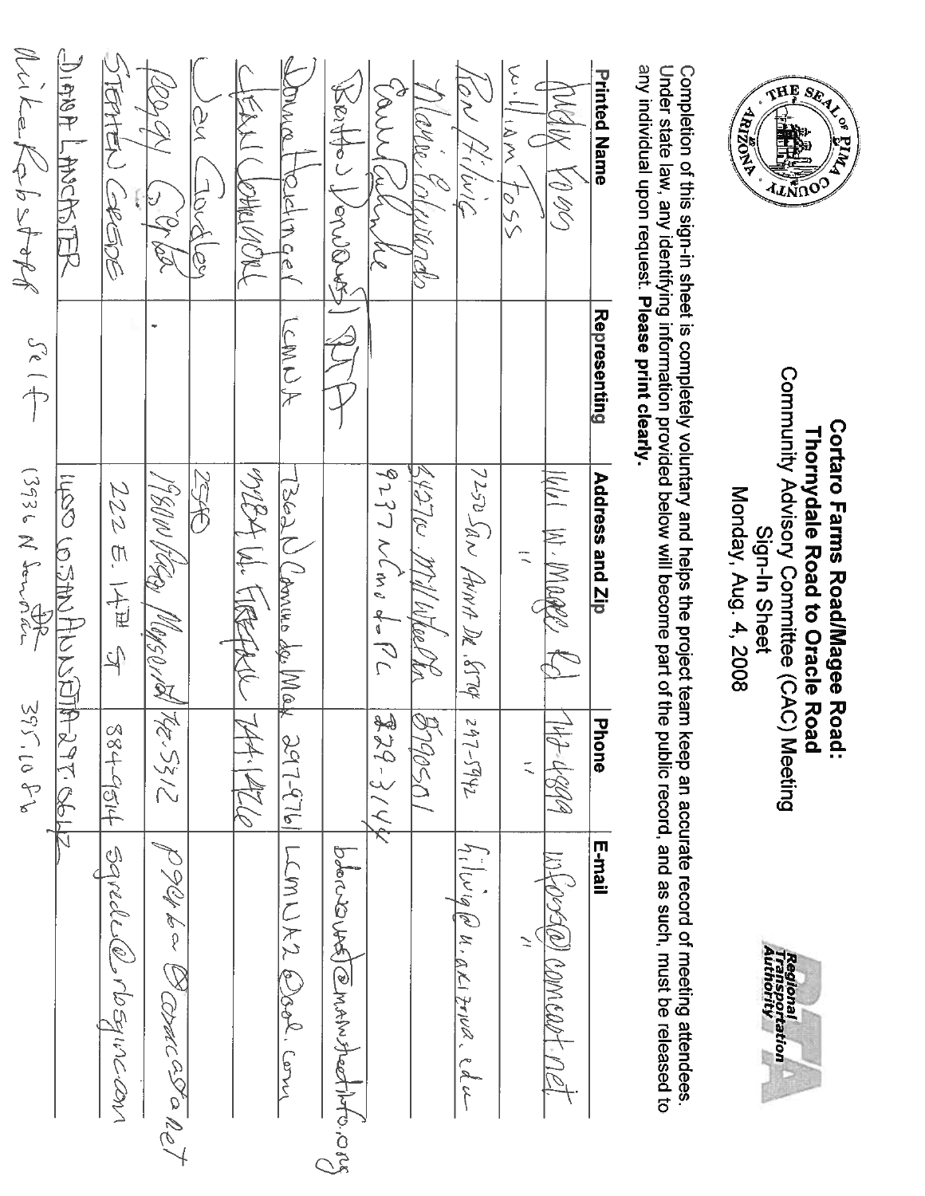# Cortaro Farms Road/Magee Road: Thornydale Road to Oracle Road

## Community Advisory Committee (CAC) Meeting

### Sign-In Sheet

### Monday, Aug. 4, 2008

Completion of this sign-in sheet is completely voluntary and helps the project team keep an accurate record of meeting attendees. Under state law, any identifying information provided below will become part of the public record, and as such, must be released to any individual upon request. **Please print clearly.**

| Printed Name | Representing | Address and Zip | Phone | E-mail |
|---|---|---|---|---|
| Judy Foss | | 1661 W. Magee Rd | 742-6699 | wfoss@comcast.net |
| William Foss | | " | " | " |
| Ron Filwig | | 7250 San Anna Dr. 85704 | 297-5942 | filwig@u.arizona.edu |
| Marie Colwinda | | 5437 W. Millwheel Ln | 8790501 | |
| Carol Culwehe | | 9237 N Camino de PL | 829-3144 | |
| Bertha Donavan | RTA | | | bdonavan@marshallinfo.org |
| Donna Hochinger | LCMNA | 7362 N Camino de Mar | 297-9761 | LCMNA2@aol.com |
| Jean Johnson | | 9124 W. Firetree | 744-1426 | |
| Jan Goudey | | 2580 | | |
| Peggy Grpka | | 1980 W Ray Magee Rd | 742-5312 | p98pka@comcast.net |
| Stephen Greene | | 222 E. 14th St | 884-9514 | sgreene@rbsginc.com |
| Diana Lancaster | | 1450 W. Santa Anita Dr | 297-0612 | |
| Mike Rabstoff | self | 13936 N Sonorán | 395.1086 | |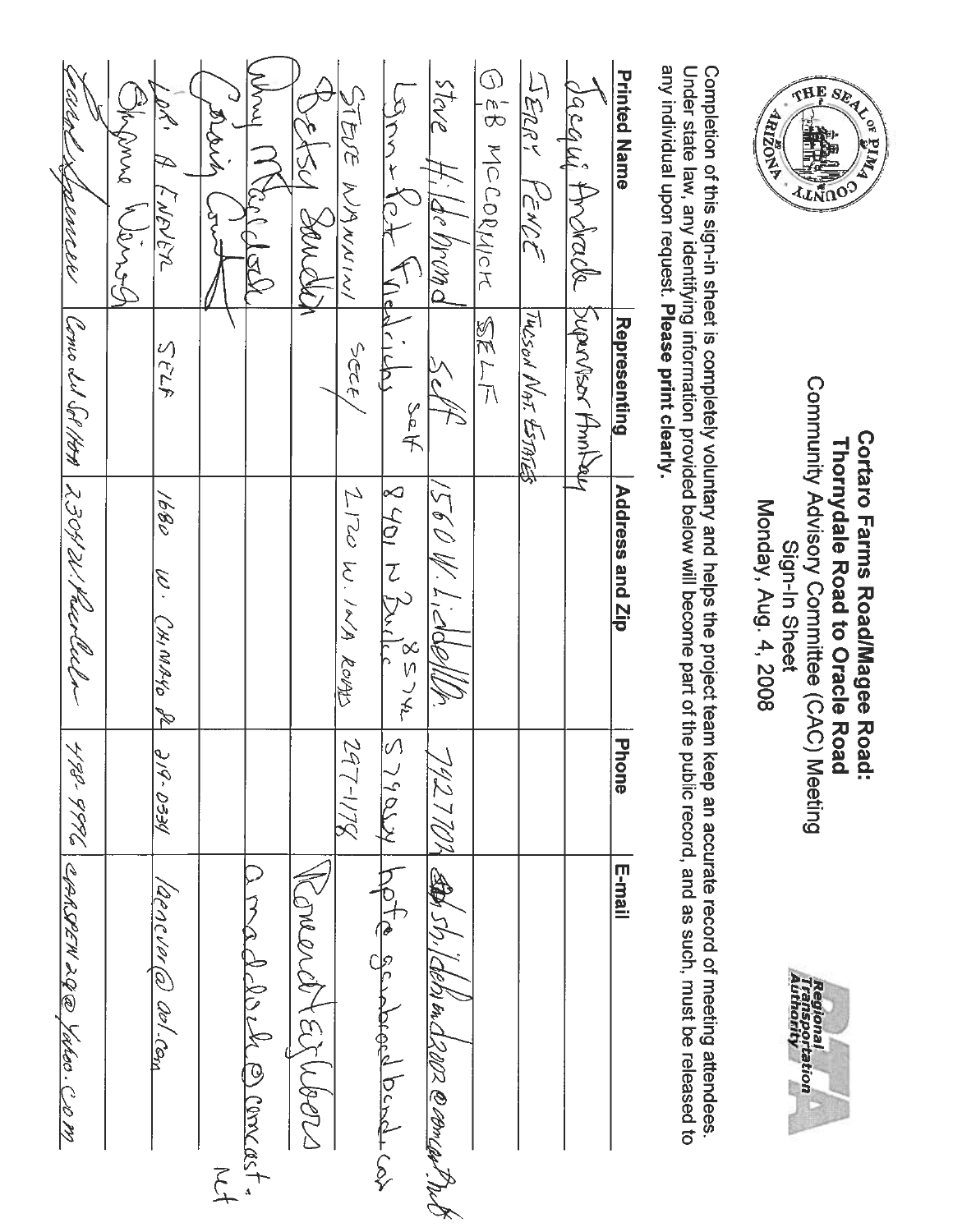# Cortaro Farms Road/Magee Road:
# Thornydale Road to Oracle Road

Community Advisory Committee (CAC) Meeting
Sign-In Sheet
Monday, Aug. 4, 2008

Completion of this sign-in sheet is completely voluntary and helps the project team keep an accurate record of meeting attendees. Under state law, any identifying information provided below will become part of the public record, and as such, must be released to any individual upon request. **Please print clearly.**

| Printed Name | Representing | Address and Zip | Phone | E-mail |
|---|---|---|---|---|
| Jacqui Andrade | Supervisor Ansley | | | |
| JERRY PENCE | TUCSON NAT. ESTATES | | | |
| GEB MCCORMICK | SELF | | | |
| steve Hildebrand | Self | 1560 W. Liddell Dr. | 7427707 | shildebrand2002@comcast.net |
| Lynn + Pete Friedrichs | Self | 8401 N Burlis 85742 | 5790554 | hpfe scubbard band.com |
| STEVE NANNINI | SELF | 2120 W. INA ROAD | 297-1178 | |
| Betsy Sandon | | | | RonandBetsyWoods |
| Amy McCloskey | | | | amccloskey@comcast.net |
| Craig Cook | | | | |
| LORI A. ENEVER | SELF | 1680 W. CHIMAYO DR | 219-0334 | lenever@aol.com |
| Shayna Wing | | | | |
| Carol Spencer | Como del Sol HOA | 2304 W. Rucbela | 498-9996 | cjarspen29@yahoo.com |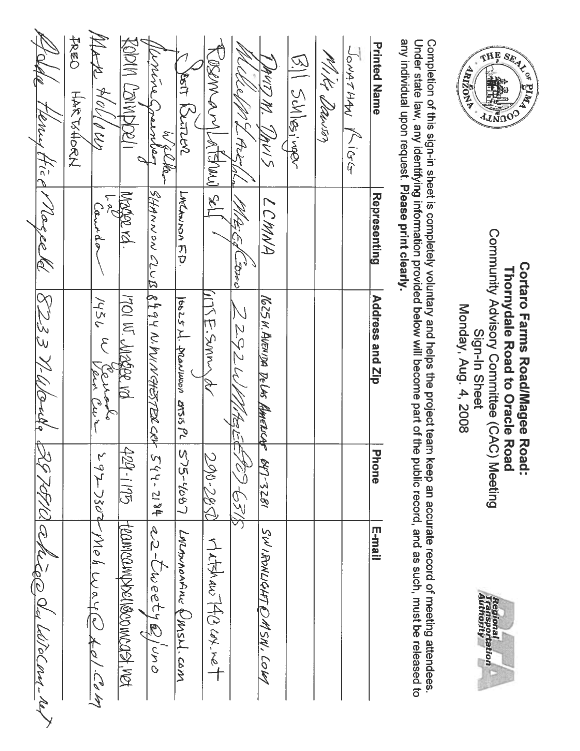# Cortaro Farms Road/Magee Road: Thornydale Road to Oracle Road

Community Advisory Committee (CAC) Meeting
Sign-In Sheet
Monday, Aug. 4, 2008

Completion of this sign-in sheet is completely voluntary and helps the project team keep an accurate record of meeting attendees. Under state law, any identifying information provided below will become part of the public record, and as such, must be released to any individual upon request. **Please print clearly.**

| Printed Name | Representing | Address and Zip | Phone | E-mail |
|---|---|---|---|---|
| Jonathan Riggs | | | | |
| Mike Dawson | | | | |
| Bill Schlesinger | | | | |
| David M. Davis | LCMNA | 1625 W. Avenida De Las Americas | 647-3281 | swironlight@msn.com |
| Mildred Laughlin | Magee Cond | 2292 W Magee 209 | 6315 | |
| Rosemary Latshaw | self | 1175 E. Sunny dr | 290-2850 | rlatshaw740@cox.net |
| Scott Butzer | Linda Vista FD. | 1062 N. Briarwood Oasis Pl | 575-4087 | lindavistafire@msn.com |
| Winnie Greenberg | Wilshire Shannon Club | 8494 N. Winchester Ct | 544-2184 | a2-tweety@juno |
| Robin Campbell | Magee rd. | 1701 W. Magee rd | 429-1175 | teamcampbell@comcast.net |
| Mark Holloway | La Canada | 1436 W. Camino de Vera Cruz | 297-7307 | Mehway@aol.com |
| Fred Hartshorn | | | | |
| Addie Henry Hice | Magee Rd | 8233 N. Wanda | 297-8910 | ahice@dakotacom.net |